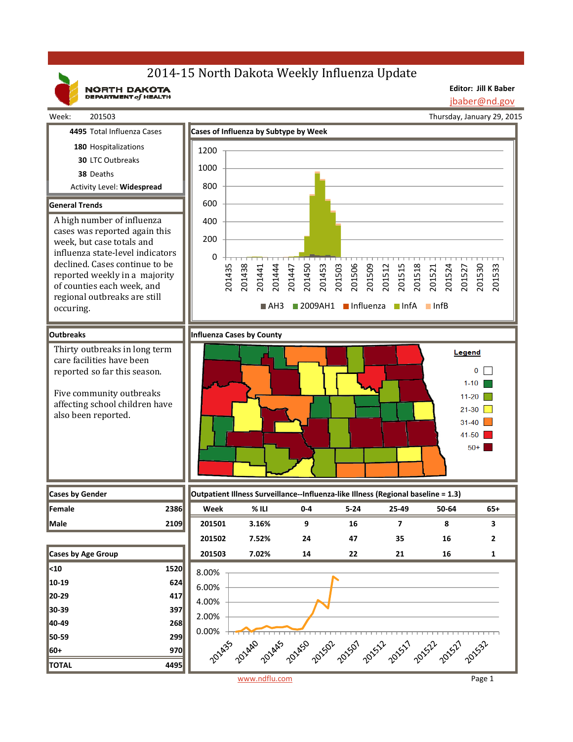# 2014-15 North Dakota Weekly Influenza Update

NORTH DAKOTA DEPARTMENT of HEALTH

**Editor: Jill K Baber**
jbaber@nd.gov

Week: 201503 — Thursday, January 29, 2015

**4495** Total Influenza Cases

**180** Hospitalizations

**30** LTC Outbreaks

**38** Deaths

Activity Level: **Widespread**

## General Trends

A high number of influenza cases was reported again this week, but case totals and influenza state-level indicators declined. Cases continue to be reported weekly in a majority of counties each week, and regional outbreaks are still occuring.

## Outbreaks

Thirty outbreaks in long term care facilities have been reported so far this season.

Five community outbreaks affecting school children have also been reported.

## Cases of Influenza by Subtype by Week

Legend: AH3, 2009AH1, Influenza, InfA, InfB

## Influenza Cases by County

Legend: 0; 1-10; 11-20; 21-30; 31-40; 41-50; 50+

## Cases by Gender

| | |
|---|---|
| Female | 2386 |
| Male | 2109 |

## Cases by Age Group

| | |
|---|---|
| <10 | 1520 |
| 10-19 | 624 |
| 20-29 | 417 |
| 30-39 | 397 |
| 40-49 | 268 |
| 50-59 | 299 |
| 60+ | 970 |
| **TOTAL** | **4495** |

## Outpatient Illness Surveillance--Influenza-like Illness (Regional baseline = 1.3)

| Week | % ILI | 0-4 | 5-24 | 25-49 | 50-64 | 65+ |
|---|---|---|---|---|---|---|
| 201501 | 3.16% | 9 | 16 | 7 | 8 | 3 |
| 201502 | 7.52% | 24 | 47 | 35 | 16 | 2 |
| 201503 | 7.02% | 14 | 22 | 21 | 16 | 1 |

www.ndflu.com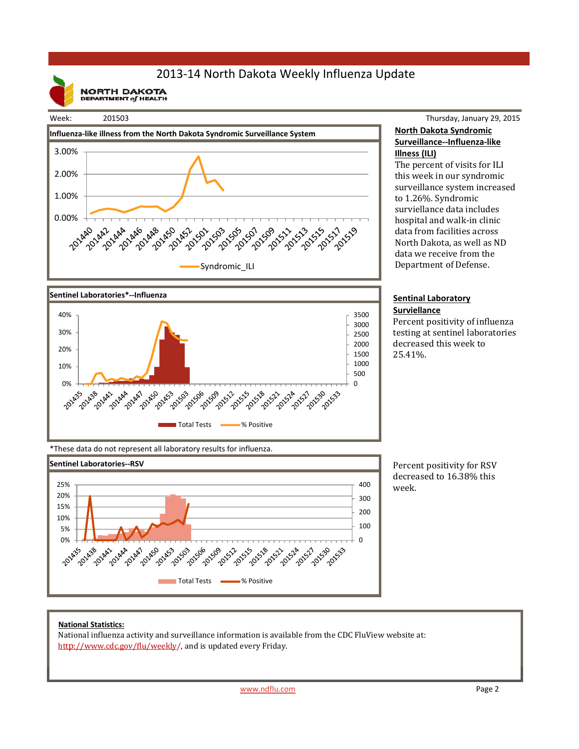# 2013-14 North Dakota Weekly Influenza Update

NORTH DAKOTA DEPARTMENT of HEALTH

Week: 201503

Thursday, January 29, 2015

## Influenza-like illness from the North Dakota Syndromic Surveillance System

### North Dakota Syndromic Surveillance--Influenza-like Illness (ILI)

The percent of visits for ILI this week in our syndromic surveillance system increased to 1.26%. Syndromic surviellance data includes hospital and walk-in clinic data from facilities across North Dakota, as well as ND data we receive from the Department of Defense.

## Sentinel Laboratories*--Influenza

### Sentinal Laboratory Surviellance

Percent positivity of influenza testing at sentinel laboratories decreased this week to 25.41%.

*These data do not represent all laboratory results for influenza.

## Sentinel Laboratories--RSV

Percent positivity for RSV decreased to 16.38% this week.

**National Statistics:**

National influenza activity and surveillance information is available from the CDC FluView website at: http://www.cdc.gov/flu/weekly/, and is updated every Friday.

www.ndflu.com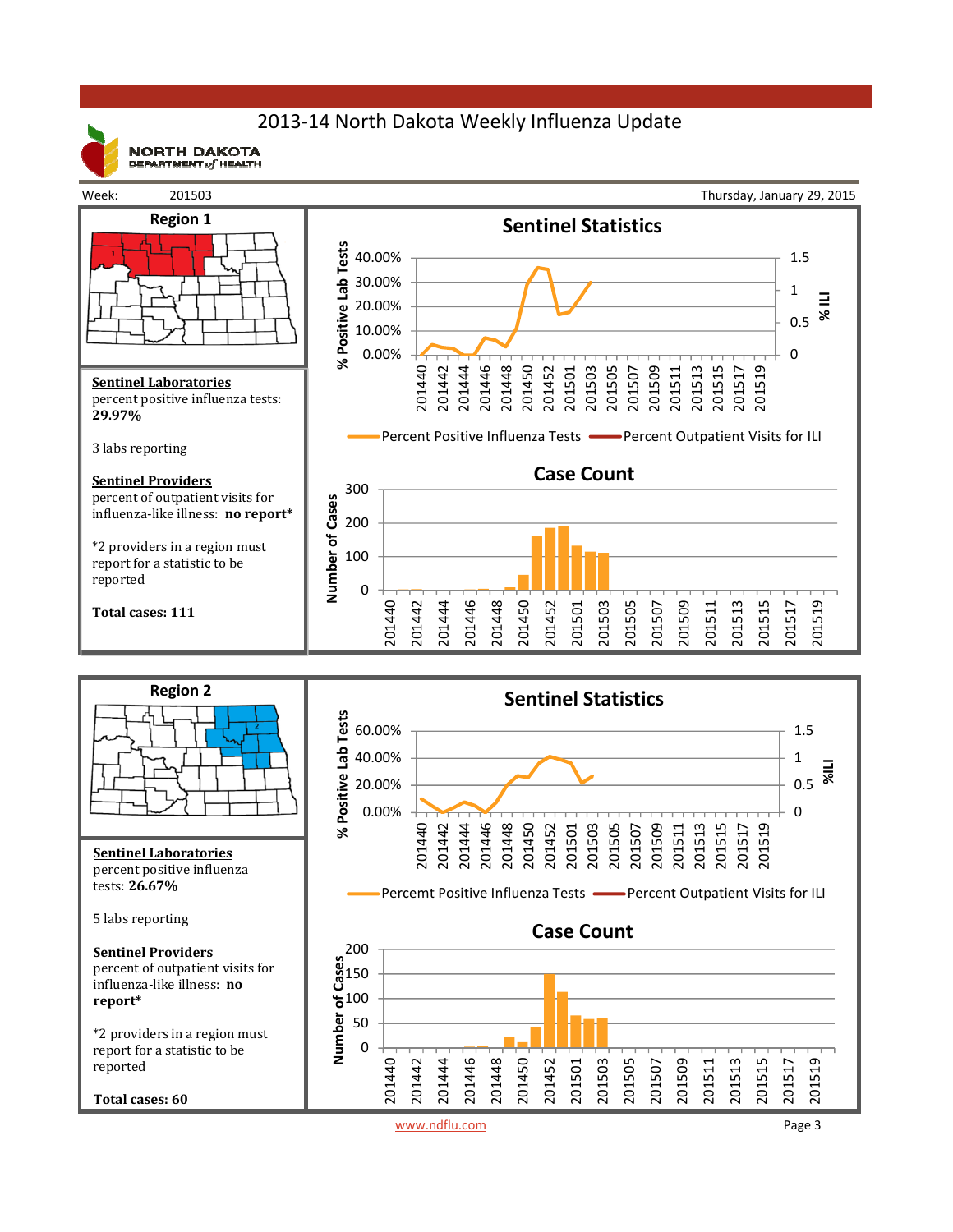# 2013-14 North Dakota Weekly Influenza Update

NORTH DAKOTA DEPARTMENT of HEALTH

Week: 201503

Thursday, January 29, 2015

## Region 1

**Sentinel Laboratories**
percent positive influenza tests:
**29.97%**

3 labs reporting

**Sentinel Providers**
percent of outpatient visits for influenza-like illness: **no report***

*2 providers in a region must report for a statistic to be reported

**Total cases: 111**

### Sentinel Statistics

% Positive Lab Tests / % ILI

Percent Positive Influenza Tests — Percent Outpatient Visits for ILI

### Case Count

Number of Cases

## Region 2

**Sentinel Laboratories**
percent positive influenza tests: **26.67%**

5 labs reporting

**Sentinel Providers**
percent of outpatient visits for influenza-like illness: **no report***

*2 providers in a region must report for a statistic to be reported

**Total cases: 60**

### Sentinel Statistics

% Positive Lab Tests / %ILI

Percemt Positive Influenza Tests — Percent Outpatient Visits for ILI

### Case Count

Number of Cases

www.ndflu.com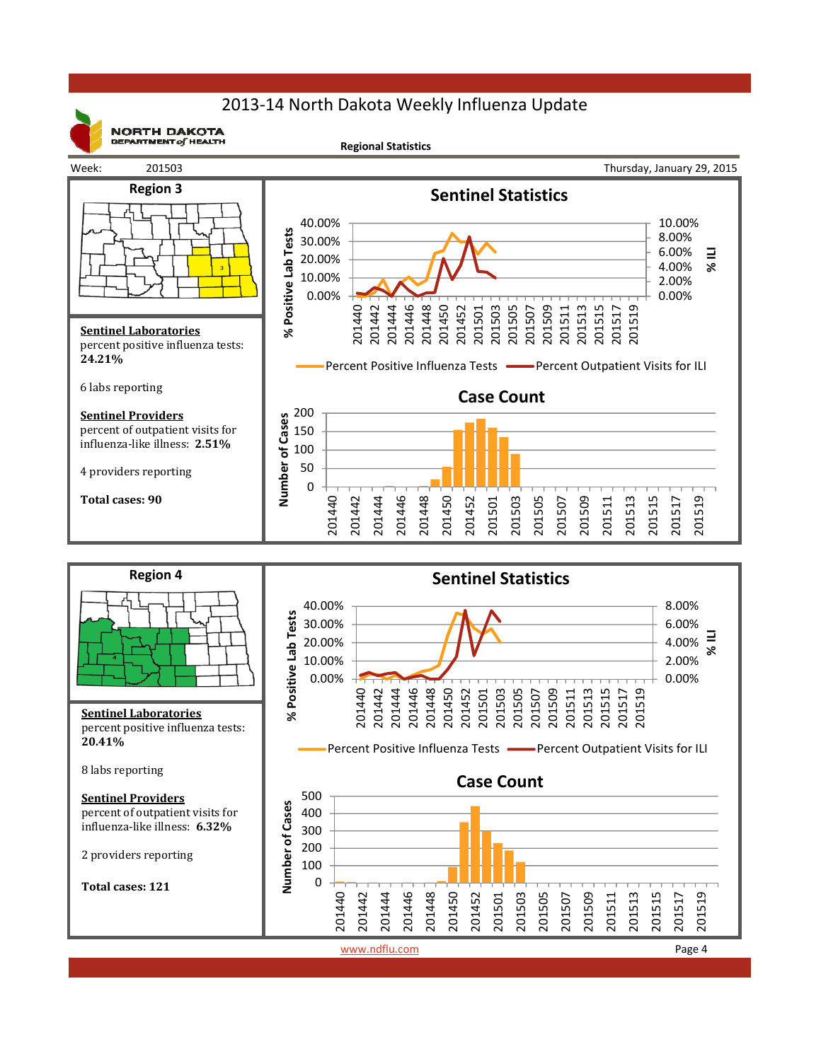# 2013-14 North Dakota Weekly Influenza Update

NORTH DAKOTA DEPARTMENT of HEALTH

**Regional Statistics**

Week: 201503

Thursday, January 29, 2015

## Region 3

3

**Sentinel Laboratories**
percent positive influenza tests:
**24.21%**

6 labs reporting

**Sentinel Providers**
percent of outpatient visits for influenza-like illness: **2.51%**

4 providers reporting

**Total cases: 90**

### Sentinel Statistics

% Positive Lab Tests

40.00%
30.00%
20.00%
10.00%
0.00%

% ILI

10.00%
8.00%
6.00%
4.00%
2.00%
0.00%

201440 201442 201444 201446 201448 201450 201452 201501 201503 201505 201507 201509 201511 201513 201515 201517 201519

Percent Positive Influenza Tests — Percent Outpatient Visits for ILI

### Case Count

Number of Cases

200
150
100
50
0

201440 201442 201444 201446 201448 201450 201452 201501 201503 201505 201507 201509 201511 201513 201515 201517 201519

## Region 4

4

**Sentinel Laboratories**
percent positive influenza tests:
**20.41%**

8 labs reporting

**Sentinel Providers**
percent of outpatient visits for influenza-like illness: **6.32%**

2 providers reporting

**Total cases: 121**

### Sentinel Statistics

% Positive Lab Tests

40.00%
30.00%
20.00%
10.00%
0.00%

% ILI

8.00%
6.00%
4.00%
2.00%
0.00%

201440 201442 201444 201446 201448 201450 201452 201501 201503 201505 201507 201509 201511 201513 201515 201517 201519

Percent Positive Influenza Tests — Percent Outpatient Visits for ILI

### Case Count

Number of Cases

500
400
300
200
100
0

201440 201442 201444 201446 201448 201450 201452 201501 201503 201505 201507 201509 201511 201513 201515 201517 201519

www.ndflu.com